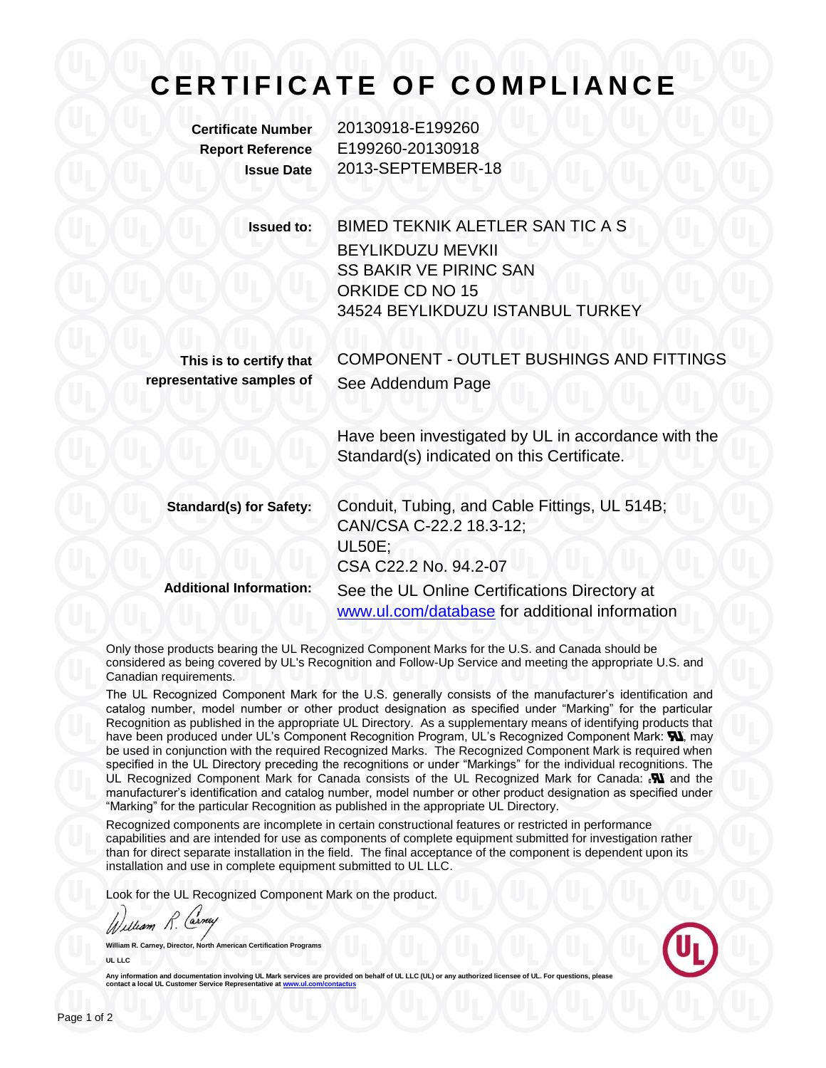# CERTIFICATE OF COMPLIANCE

**Certificate Number** 20130918-E199260
**Report Reference** E199260-20130918
**Issue Date** 2013-SEPTEMBER-18

**Issued to:** BIMED TEKNIK ALETLER SAN TIC A S
BEYLIKDUZU MEVKII
SS BAKIR VE PIRINC SAN
ORKIDE CD NO 15
34524 BEYLIKDUZU ISTANBUL TURKEY

**This is to certify that representative samples of** COMPONENT - OUTLET BUSHINGS AND FITTINGS
See Addendum Page

Have been investigated by UL in accordance with the Standard(s) indicated on this Certificate.

**Standard(s) for Safety:** Conduit, Tubing, and Cable Fittings, UL 514B;
CAN/CSA C-22.2 18.3-12;
UL50E;
CSA C22.2 No. 94.2-07

**Additional Information:** See the UL Online Certifications Directory at [www.ul.com/database](www.ul.com/database) for additional information

Only those products bearing the UL Recognized Component Marks for the U.S. and Canada should be considered as being covered by UL's Recognition and Follow-Up Service and meeting the appropriate U.S. and Canadian requirements.

The UL Recognized Component Mark for the U.S. generally consists of the manufacturer's identification and catalog number, model number or other product designation as specified under "Marking" for the particular Recognition as published in the appropriate UL Directory. As a supplementary means of identifying products that have been produced under UL's Component Recognition Program, UL's Recognized Component Mark: ᴿᵁ, may be used in conjunction with the required Recognized Marks. The Recognized Component Mark is required when specified in the UL Directory preceding the recognitions or under "Markings" for the individual recognitions. The UL Recognized Component Mark for Canada consists of the UL Recognized Mark for Canada: cᴿᵁ and the manufacturer's identification and catalog number, model number or other product designation as specified under "Marking" for the particular Recognition as published in the appropriate UL Directory.

Recognized components are incomplete in certain constructional features or restricted in performance capabilities and are intended for use as components of complete equipment submitted for investigation rather than for direct separate installation in the field. The final acceptance of the component is dependent upon its installation and use in complete equipment submitted to UL LLC.

Look for the UL Recognized Component Mark on the product.

William R. Carney, Director, North American Certification Programs
UL LLC

Any information and documentation involving UL Mark services are provided on behalf of UL LLC (UL) or any authorized licensee of UL. For questions, please contact a local UL Customer Service Representative at [www.ul.com/contactus](www.ul.com/contactus)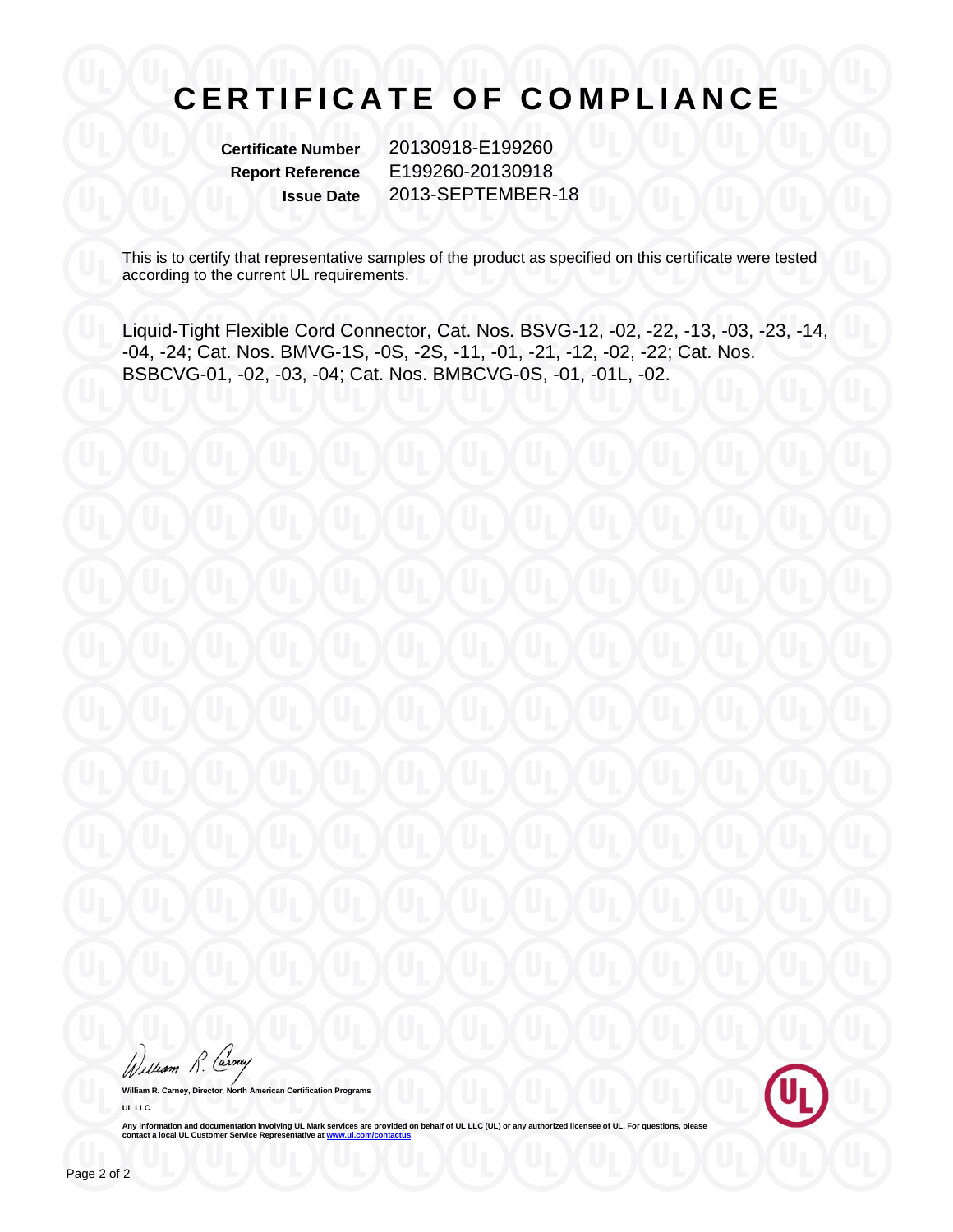# CERTIFICATE OF COMPLIANCE

**Certificate Number** 20130918-E199260
**Report Reference** E199260-20130918
**Issue Date** 2013-SEPTEMBER-18

This is to certify that representative samples of the product as specified on this certificate were tested according to the current UL requirements.

Liquid-Tight Flexible Cord Connector, Cat. Nos. BSVG-12, -02, -22, -13, -03, -23, -14, -04, -24; Cat. Nos. BMVG-1S, -0S, -2S, -11, -01, -21, -12, -02, -22; Cat. Nos. BSBCVG-01, -02, -03, -04; Cat. Nos. BMBCVG-0S, -01, -01L, -02.

**William R. Carney, Director, North American Certification Programs**

**UL LLC**

**Any information and documentation involving UL Mark services are provided on behalf of UL LLC (UL) or any authorized licensee of UL. For questions, please contact a local UL Customer Service Representative at www.ul.com/contactus**